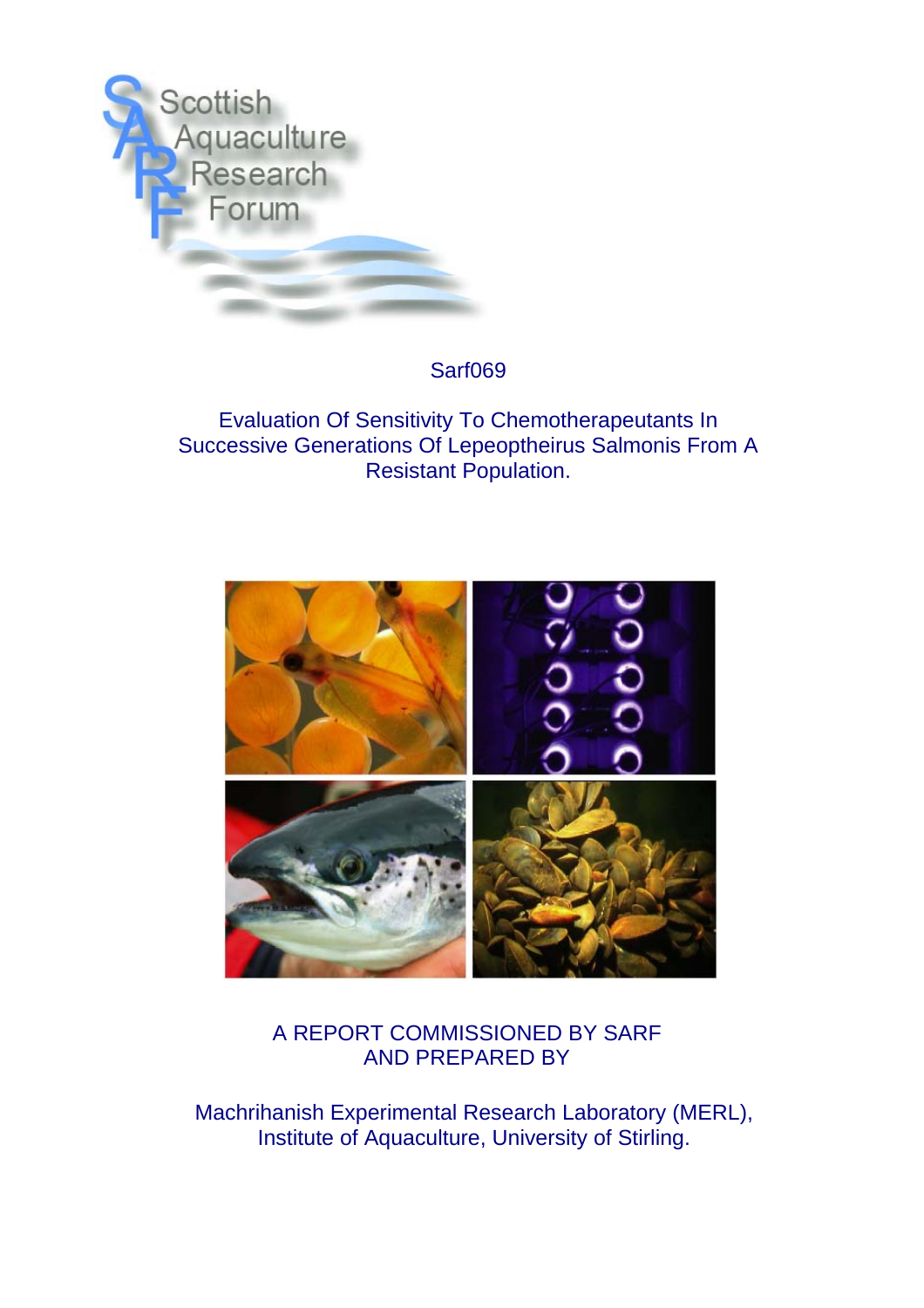Scottish Aquaculture Research Forum

Sarf069

# Evaluation Of Sensitivity To Chemotherapeutants In Successive Generations Of Lepeoptheirus Salmonis From A Resistant Population.

A REPORT COMMISSIONED BY SARF
AND PREPARED BY

Machrihanish Experimental Research Laboratory (MERL),
Institute of Aquaculture, University of Stirling.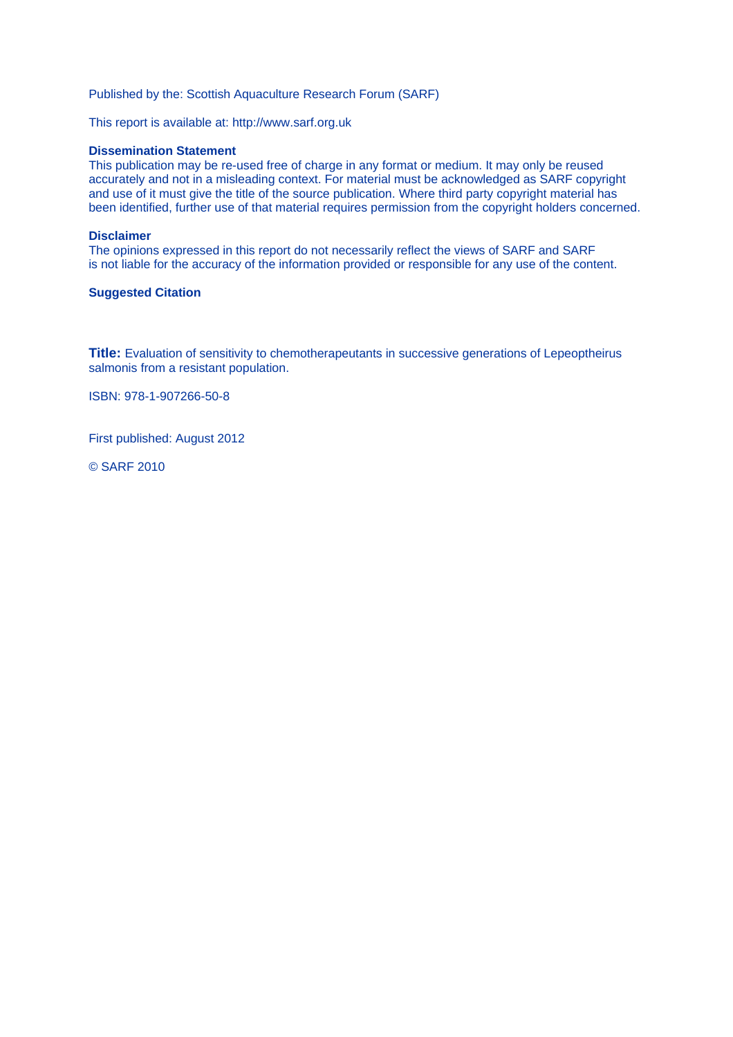Published by the: Scottish Aquaculture Research Forum (SARF)

This report is available at: http://www.sarf.org.uk

**Dissemination Statement**

This publication may be re-used free of charge in any format or medium. It may only be reused accurately and not in a misleading context. For material must be acknowledged as SARF copyright and use of it must give the title of the source publication. Where third party copyright material has been identified, further use of that material requires permission from the copyright holders concerned.

**Disclaimer**

The opinions expressed in this report do not necessarily reflect the views of SARF and SARF is not liable for the accuracy of the information provided or responsible for any use of the content.

**Suggested Citation**

**Title:** Evaluation of sensitivity to chemotherapeutants in successive generations of Lepeoptheirus salmonis from a resistant population.

ISBN: 978-1-907266-50-8

First published: August 2012

© SARF 2010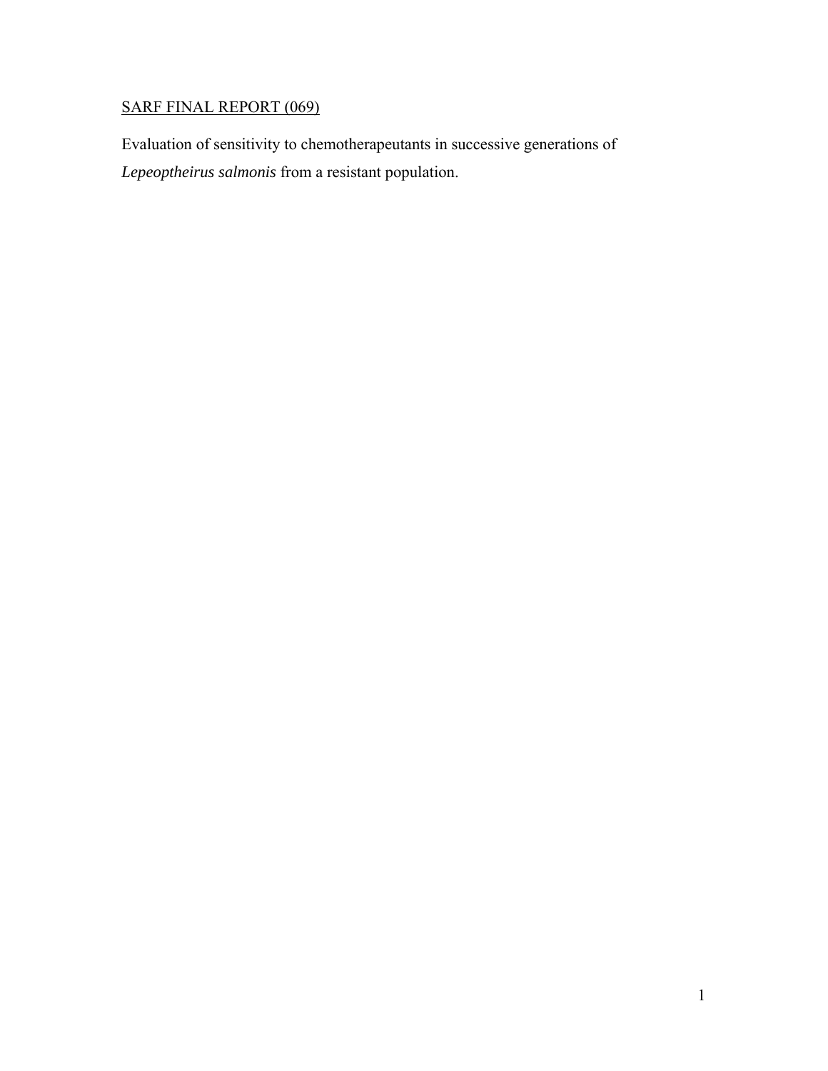SARF FINAL REPORT (069)

Evaluation of sensitivity to chemotherapeutants in successive generations of *Lepeoptheirus salmonis* from a resistant population.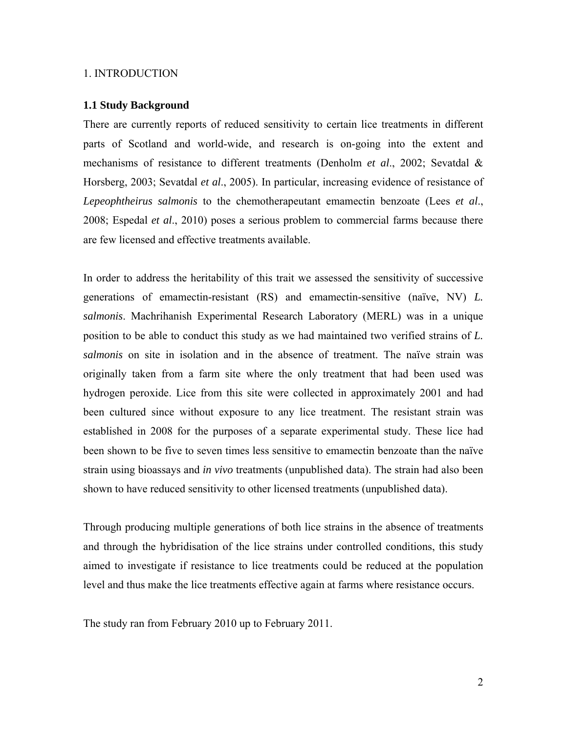# 1. INTRODUCTION

## 1.1 Study Background

There are currently reports of reduced sensitivity to certain lice treatments in different parts of Scotland and world-wide, and research is on-going into the extent and mechanisms of resistance to different treatments (Denholm *et al*., 2002; Sevatdal & Horsberg, 2003; Sevatdal *et al*., 2005). In particular, increasing evidence of resistance of *Lepeophtheirus salmonis* to the chemotherapeutant emamectin benzoate (Lees *et al*., 2008; Espedal *et al*., 2010) poses a serious problem to commercial farms because there are few licensed and effective treatments available.

In order to address the heritability of this trait we assessed the sensitivity of successive generations of emamectin-resistant (RS) and emamectin-sensitive (naïve, NV) *L. salmonis*. Machrihanish Experimental Research Laboratory (MERL) was in a unique position to be able to conduct this study as we had maintained two verified strains of *L. salmonis* on site in isolation and in the absence of treatment. The naïve strain was originally taken from a farm site where the only treatment that had been used was hydrogen peroxide. Lice from this site were collected in approximately 2001 and had been cultured since without exposure to any lice treatment. The resistant strain was established in 2008 for the purposes of a separate experimental study. These lice had been shown to be five to seven times less sensitive to emamectin benzoate than the naïve strain using bioassays and *in vivo* treatments (unpublished data). The strain had also been shown to have reduced sensitivity to other licensed treatments (unpublished data).

Through producing multiple generations of both lice strains in the absence of treatments and through the hybridisation of the lice strains under controlled conditions, this study aimed to investigate if resistance to lice treatments could be reduced at the population level and thus make the lice treatments effective again at farms where resistance occurs.

The study ran from February 2010 up to February 2011.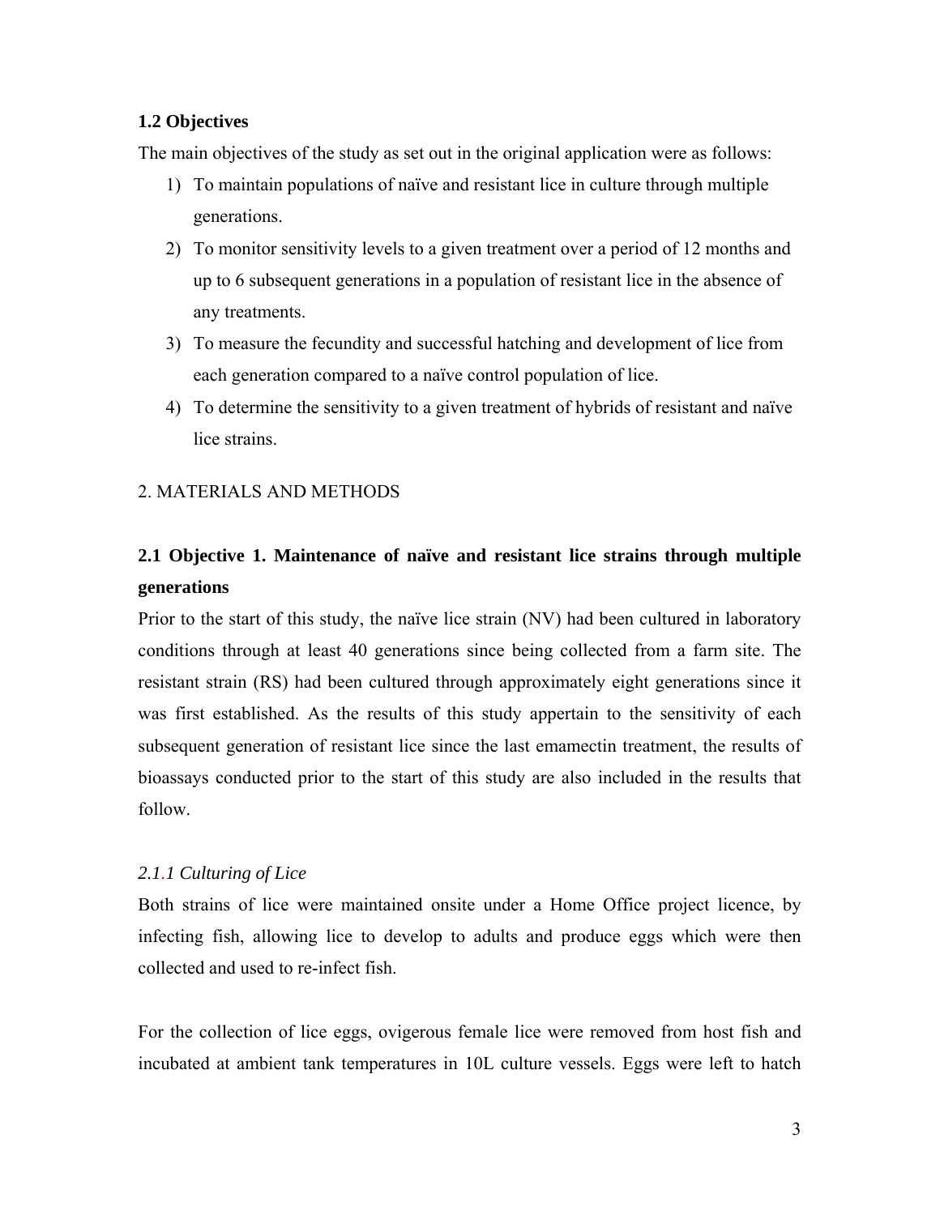### 1.2 Objectives

The main objectives of the study as set out in the original application were as follows:

1) To maintain populations of naïve and resistant lice in culture through multiple generations.
2) To monitor sensitivity levels to a given treatment over a period of 12 months and up to 6 subsequent generations in a population of resistant lice in the absence of any treatments.
3) To measure the fecundity and successful hatching and development of lice from each generation compared to a naïve control population of lice.
4) To determine the sensitivity to a given treatment of hybrids of resistant and naïve lice strains.

## 2. MATERIALS AND METHODS

### 2.1 Objective 1. Maintenance of naïve and resistant lice strains through multiple generations

Prior to the start of this study, the naïve lice strain (NV) had been cultured in laboratory conditions through at least 40 generations since being collected from a farm site. The resistant strain (RS) had been cultured through approximately eight generations since it was first established. As the results of this study appertain to the sensitivity of each subsequent generation of resistant lice since the last emamectin treatment, the results of bioassays conducted prior to the start of this study are also included in the results that follow.

#### *2.1.1 Culturing of Lice*

Both strains of lice were maintained onsite under a Home Office project licence, by infecting fish, allowing lice to develop to adults and produce eggs which were then collected and used to re-infect fish.

For the collection of lice eggs, ovigerous female lice were removed from host fish and incubated at ambient tank temperatures in 10L culture vessels. Eggs were left to hatch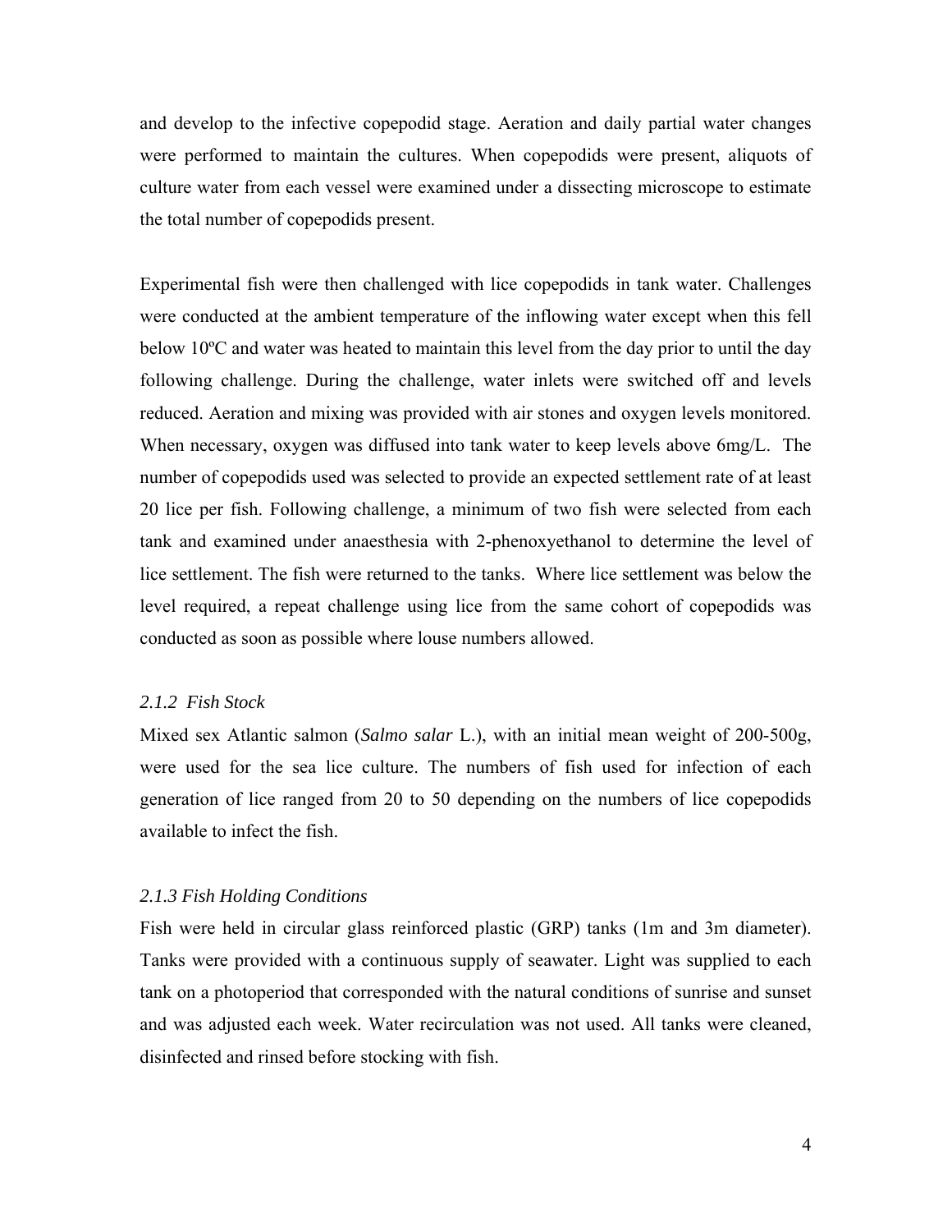and develop to the infective copepodid stage. Aeration and daily partial water changes were performed to maintain the cultures. When copepodids were present, aliquots of culture water from each vessel were examined under a dissecting microscope to estimate the total number of copepodids present.

Experimental fish were then challenged with lice copepodids in tank water. Challenges were conducted at the ambient temperature of the inflowing water except when this fell below 10ºC and water was heated to maintain this level from the day prior to until the day following challenge. During the challenge, water inlets were switched off and levels reduced. Aeration and mixing was provided with air stones and oxygen levels monitored. When necessary, oxygen was diffused into tank water to keep levels above 6mg/L. The number of copepodids used was selected to provide an expected settlement rate of at least 20 lice per fish. Following challenge, a minimum of two fish were selected from each tank and examined under anaesthesia with 2-phenoxyethanol to determine the level of lice settlement. The fish were returned to the tanks. Where lice settlement was below the level required, a repeat challenge using lice from the same cohort of copepodids was conducted as soon as possible where louse numbers allowed.

*2.1.2 Fish Stock*

Mixed sex Atlantic salmon (*Salmo salar* L.), with an initial mean weight of 200-500g, were used for the sea lice culture. The numbers of fish used for infection of each generation of lice ranged from 20 to 50 depending on the numbers of lice copepodids available to infect the fish.

*2.1.3 Fish Holding Conditions*

Fish were held in circular glass reinforced plastic (GRP) tanks (1m and 3m diameter). Tanks were provided with a continuous supply of seawater. Light was supplied to each tank on a photoperiod that corresponded with the natural conditions of sunrise and sunset and was adjusted each week. Water recirculation was not used. All tanks were cleaned, disinfected and rinsed before stocking with fish.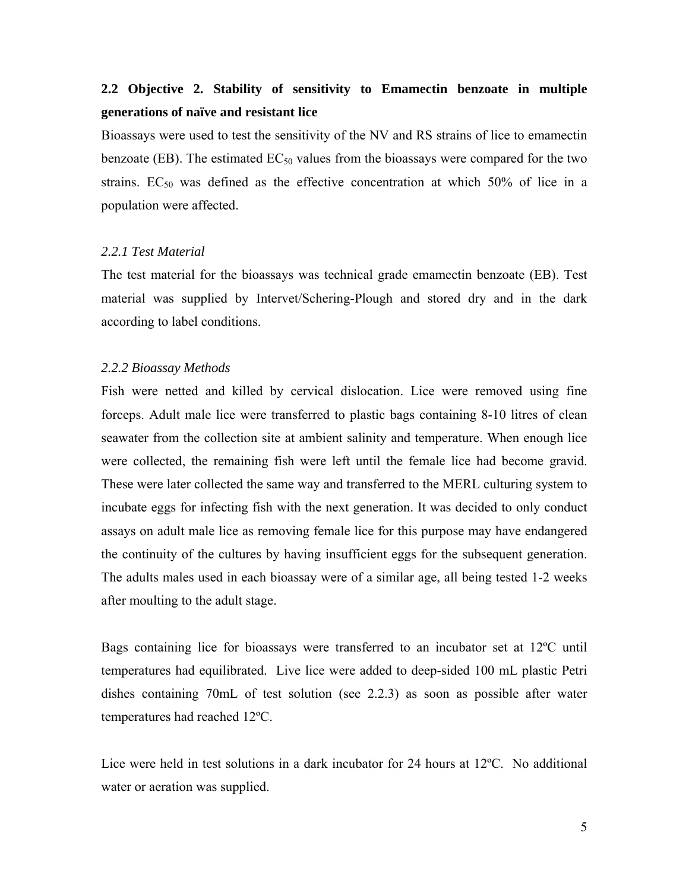## 2.2 Objective 2. Stability of sensitivity to Emamectin benzoate in multiple generations of naïve and resistant lice

Bioassays were used to test the sensitivity of the NV and RS strains of lice to emamectin benzoate (EB). The estimated $EC_{50}$ values from the bioassays were compared for the two strains. $EC_{50}$ was defined as the effective concentration at which 50% of lice in a population were affected.

### *2.2.1 Test Material*

The test material for the bioassays was technical grade emamectin benzoate (EB). Test material was supplied by Intervet/Schering-Plough and stored dry and in the dark according to label conditions.

### *2.2.2 Bioassay Methods*

Fish were netted and killed by cervical dislocation. Lice were removed using fine forceps. Adult male lice were transferred to plastic bags containing 8-10 litres of clean seawater from the collection site at ambient salinity and temperature. When enough lice were collected, the remaining fish were left until the female lice had become gravid. These were later collected the same way and transferred to the MERL culturing system to incubate eggs for infecting fish with the next generation. It was decided to only conduct assays on adult male lice as removing female lice for this purpose may have endangered the continuity of the cultures by having insufficient eggs for the subsequent generation. The adults males used in each bioassay were of a similar age, all being tested 1-2 weeks after moulting to the adult stage.

Bags containing lice for bioassays were transferred to an incubator set at 12ºC until temperatures had equilibrated. Live lice were added to deep-sided 100 mL plastic Petri dishes containing 70mL of test solution (see 2.2.3) as soon as possible after water temperatures had reached 12ºC.

Lice were held in test solutions in a dark incubator for 24 hours at 12ºC. No additional water or aeration was supplied.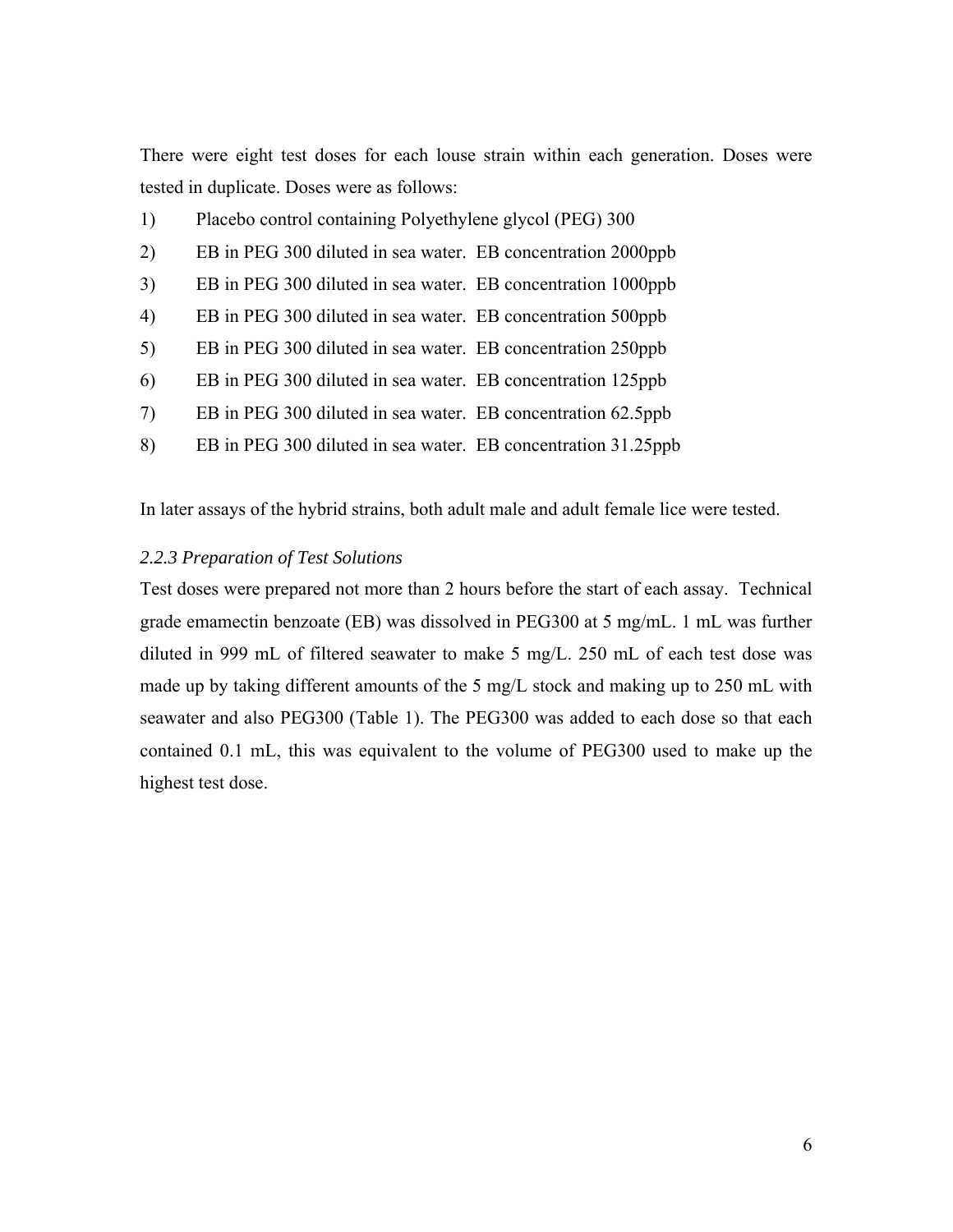There were eight test doses for each louse strain within each generation. Doses were tested in duplicate. Doses were as follows:

1) Placebo control containing Polyethylene glycol (PEG) 300
2) EB in PEG 300 diluted in sea water. EB concentration 2000ppb
3) EB in PEG 300 diluted in sea water. EB concentration 1000ppb
4) EB in PEG 300 diluted in sea water. EB concentration 500ppb
5) EB in PEG 300 diluted in sea water. EB concentration 250ppb
6) EB in PEG 300 diluted in sea water. EB concentration 125ppb
7) EB in PEG 300 diluted in sea water. EB concentration 62.5ppb
8) EB in PEG 300 diluted in sea water. EB concentration 31.25ppb

In later assays of the hybrid strains, both adult male and adult female lice were tested.

### *2.2.3 Preparation of Test Solutions*

Test doses were prepared not more than 2 hours before the start of each assay. Technical grade emamectin benzoate (EB) was dissolved in PEG300 at 5 mg/mL. 1 mL was further diluted in 999 mL of filtered seawater to make 5 mg/L. 250 mL of each test dose was made up by taking different amounts of the 5 mg/L stock and making up to 250 mL with seawater and also PEG300 (Table 1). The PEG300 was added to each dose so that each contained 0.1 mL, this was equivalent to the volume of PEG300 used to make up the highest test dose.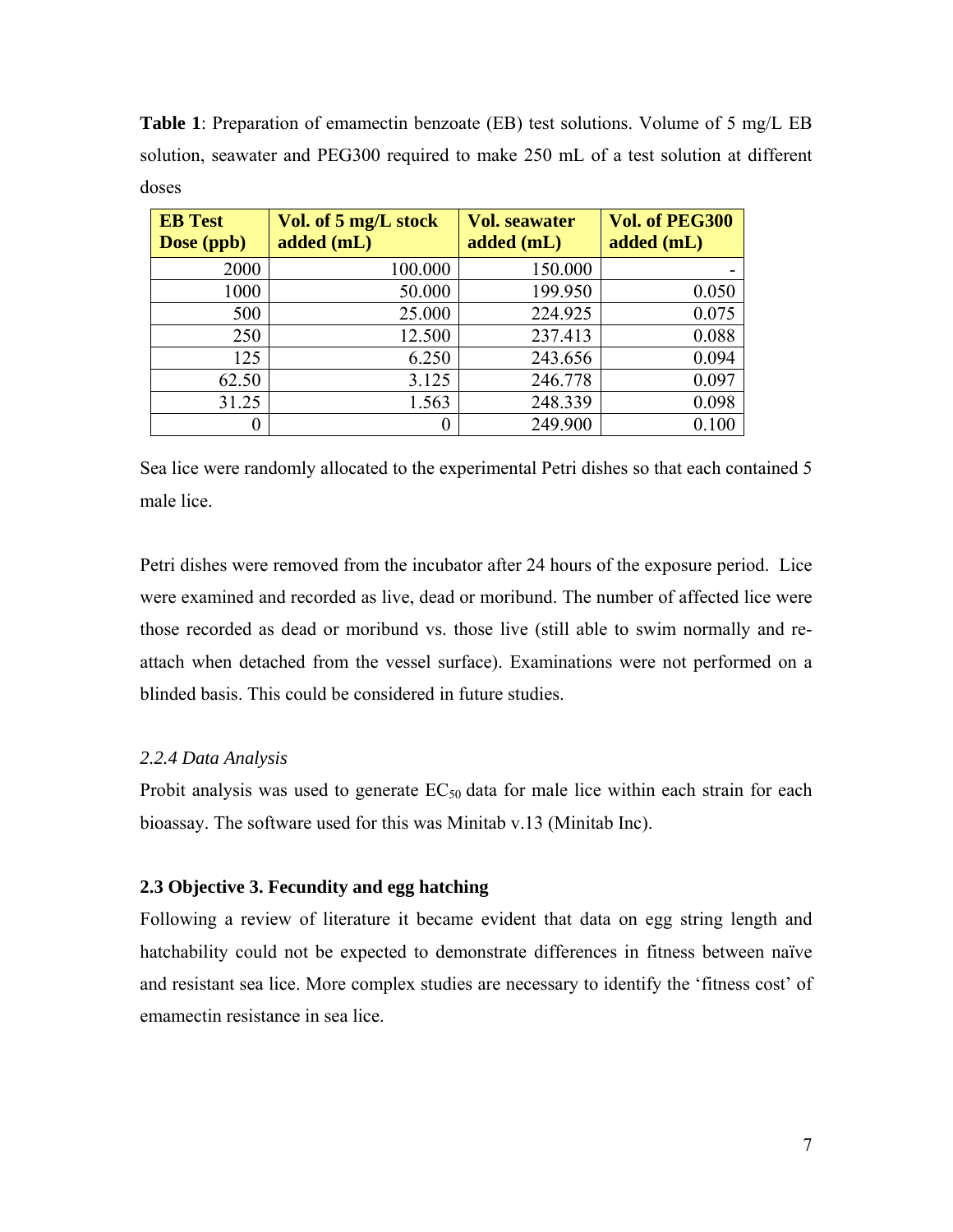**Table 1**: Preparation of emamectin benzoate (EB) test solutions. Volume of 5 mg/L EB solution, seawater and PEG300 required to make 250 mL of a test solution at different doses

| EB Test Dose (ppb) | Vol. of 5 mg/L stock added (mL) | Vol. seawater added (mL) | Vol. of PEG300 added (mL) |
|---|---|---|---|
| 2000 | 100.000 | 150.000 | - |
| 1000 | 50.000 | 199.950 | 0.050 |
| 500 | 25.000 | 224.925 | 0.075 |
| 250 | 12.500 | 237.413 | 0.088 |
| 125 | 6.250 | 243.656 | 0.094 |
| 62.50 | 3.125 | 246.778 | 0.097 |
| 31.25 | 1.563 | 248.339 | 0.098 |
| 0 | 0 | 249.900 | 0.100 |

Sea lice were randomly allocated to the experimental Petri dishes so that each contained 5 male lice.

Petri dishes were removed from the incubator after 24 hours of the exposure period. Lice were examined and recorded as live, dead or moribund. The number of affected lice were those recorded as dead or moribund vs. those live (still able to swim normally and re-attach when detached from the vessel surface). Examinations were not performed on a blinded basis. This could be considered in future studies.

#### *2.2.4 Data Analysis*

Probit analysis was used to generate $EC_{50}$ data for male lice within each strain for each bioassay. The software used for this was Minitab v.13 (Minitab Inc).

### 2.3 Objective 3. Fecundity and egg hatching

Following a review of literature it became evident that data on egg string length and hatchability could not be expected to demonstrate differences in fitness between naïve and resistant sea lice. More complex studies are necessary to identify the 'fitness cost' of emamectin resistance in sea lice.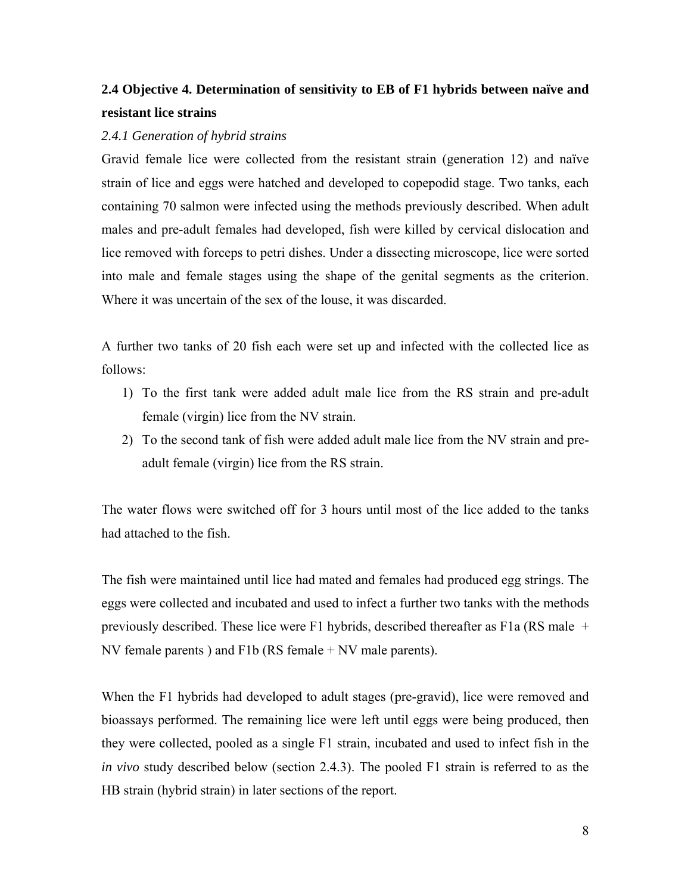## 2.4 Objective 4. Determination of sensitivity to EB of F1 hybrids between naïve and resistant lice strains

*2.4.1 Generation of hybrid strains*

Gravid female lice were collected from the resistant strain (generation 12) and naïve strain of lice and eggs were hatched and developed to copepodid stage. Two tanks, each containing 70 salmon were infected using the methods previously described. When adult males and pre-adult females had developed, fish were killed by cervical dislocation and lice removed with forceps to petri dishes. Under a dissecting microscope, lice were sorted into male and female stages using the shape of the genital segments as the criterion. Where it was uncertain of the sex of the louse, it was discarded.

A further two tanks of 20 fish each were set up and infected with the collected lice as follows:

1) To the first tank were added adult male lice from the RS strain and pre-adult female (virgin) lice from the NV strain.
2) To the second tank of fish were added adult male lice from the NV strain and pre-adult female (virgin) lice from the RS strain.

The water flows were switched off for 3 hours until most of the lice added to the tanks had attached to the fish.

The fish were maintained until lice had mated and females had produced egg strings. The eggs were collected and incubated and used to infect a further two tanks with the methods previously described. These lice were F1 hybrids, described thereafter as F1a (RS male + NV female parents ) and F1b (RS female + NV male parents).

When the F1 hybrids had developed to adult stages (pre-gravid), lice were removed and bioassays performed. The remaining lice were left until eggs were being produced, then they were collected, pooled as a single F1 strain, incubated and used to infect fish in the *in vivo* study described below (section 2.4.3). The pooled F1 strain is referred to as the HB strain (hybrid strain) in later sections of the report.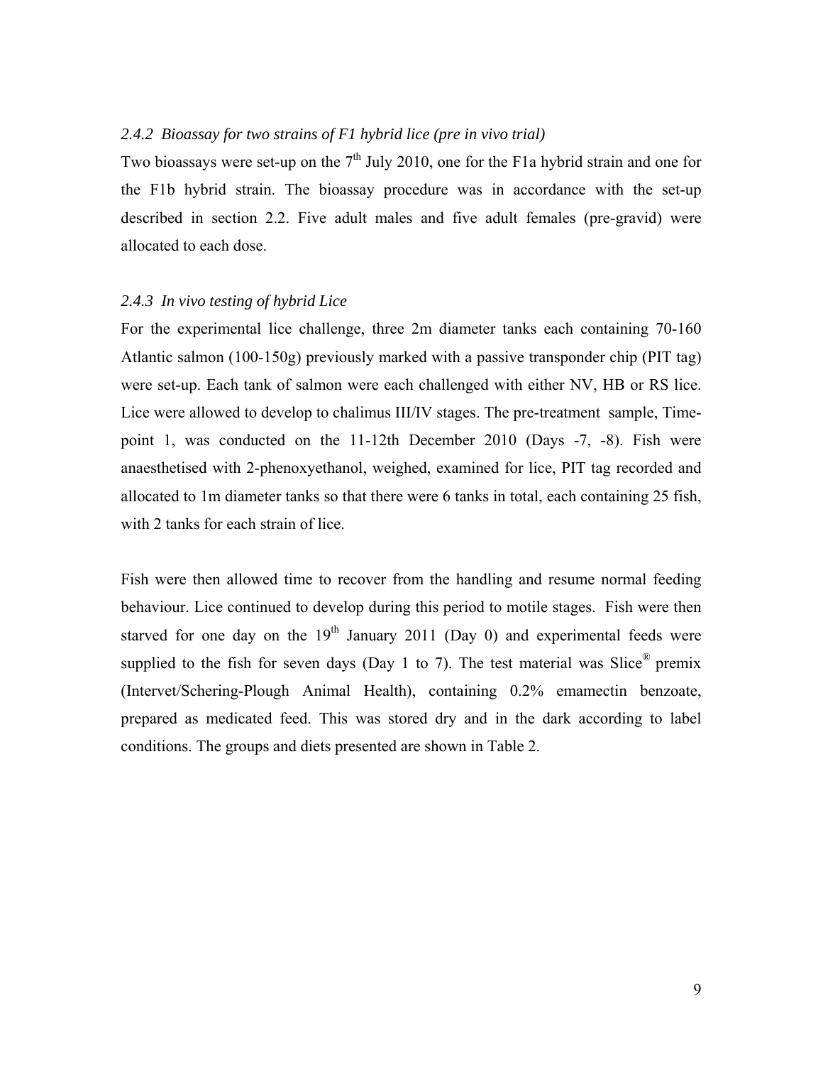### *2.4.2 Bioassay for two strains of F1 hybrid lice (pre in vivo trial)*

Two bioassays were set-up on the 7th July 2010, one for the F1a hybrid strain and one for the F1b hybrid strain. The bioassay procedure was in accordance with the set-up described in section 2.2. Five adult males and five adult females (pre-gravid) were allocated to each dose.

### *2.4.3 In vivo testing of hybrid Lice*

For the experimental lice challenge, three 2m diameter tanks each containing 70-160 Atlantic salmon (100-150g) previously marked with a passive transponder chip (PIT tag) were set-up. Each tank of salmon were each challenged with either NV, HB or RS lice. Lice were allowed to develop to chalimus III/IV stages. The pre-treatment sample, Time-point 1, was conducted on the 11-12th December 2010 (Days -7, -8). Fish were anaesthetised with 2-phenoxyethanol, weighed, examined for lice, PIT tag recorded and allocated to 1m diameter tanks so that there were 6 tanks in total, each containing 25 fish, with 2 tanks for each strain of lice.

Fish were then allowed time to recover from the handling and resume normal feeding behaviour. Lice continued to develop during this period to motile stages. Fish were then starved for one day on the 19th January 2011 (Day 0) and experimental feeds were supplied to the fish for seven days (Day 1 to 7). The test material was Slice® premix (Intervet/Schering-Plough Animal Health), containing 0.2% emamectin benzoate, prepared as medicated feed. This was stored dry and in the dark according to label conditions. The groups and diets presented are shown in Table 2.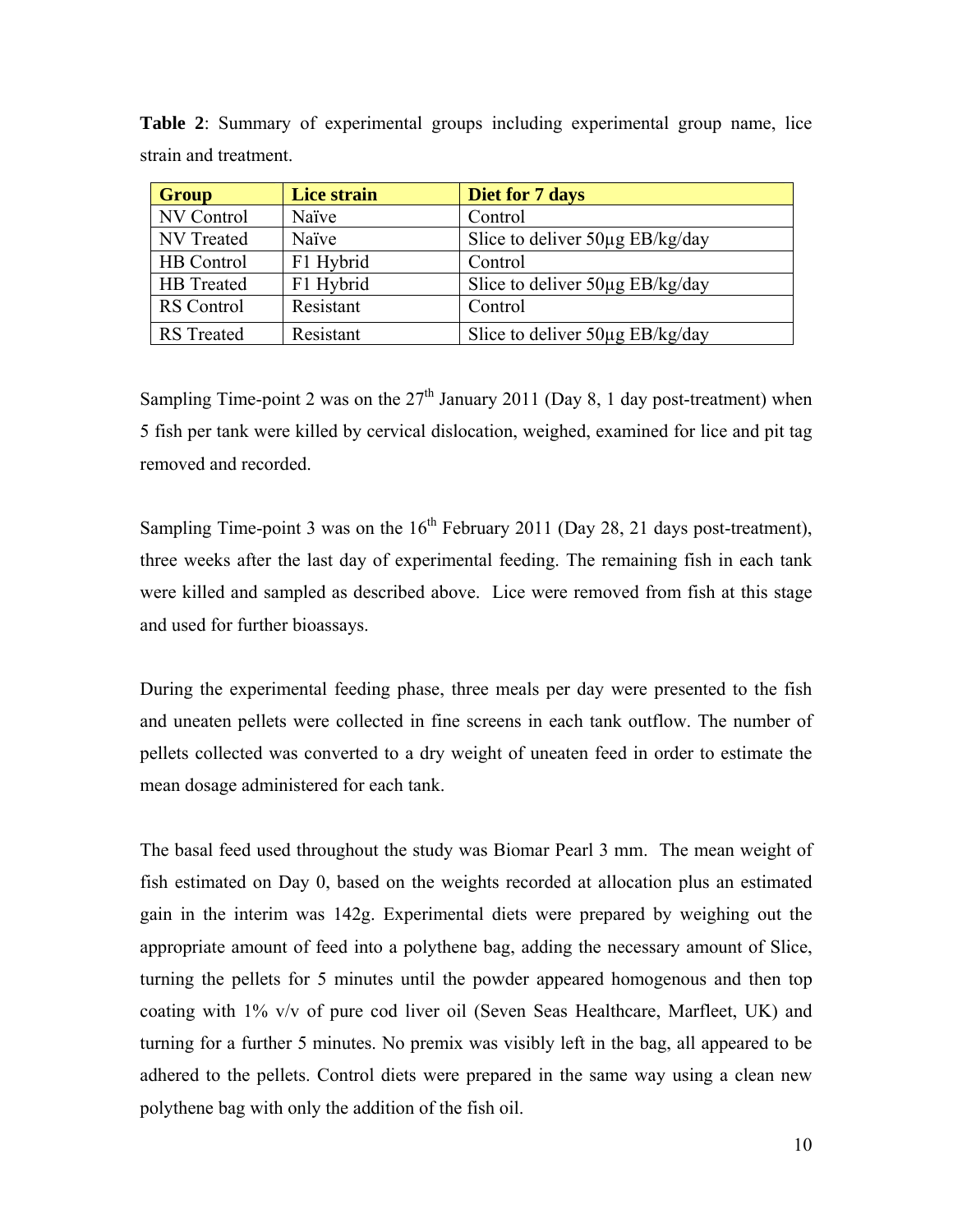**Table 2**: Summary of experimental groups including experimental group name, lice strain and treatment.

| Group | Lice strain | Diet for 7 days |
|---|---|---|
| NV Control | Naïve | Control |
| NV Treated | Naïve | Slice to deliver 50µg EB/kg/day |
| HB Control | F1 Hybrid | Control |
| HB Treated | F1 Hybrid | Slice to deliver 50µg EB/kg/day |
| RS Control | Resistant | Control |
| RS Treated | Resistant | Slice to deliver 50µg EB/kg/day |

Sampling Time-point 2 was on the 27th January 2011 (Day 8, 1 day post-treatment) when 5 fish per tank were killed by cervical dislocation, weighed, examined for lice and pit tag removed and recorded.

Sampling Time-point 3 was on the 16th February 2011 (Day 28, 21 days post-treatment), three weeks after the last day of experimental feeding. The remaining fish in each tank were killed and sampled as described above. Lice were removed from fish at this stage and used for further bioassays.

During the experimental feeding phase, three meals per day were presented to the fish and uneaten pellets were collected in fine screens in each tank outflow. The number of pellets collected was converted to a dry weight of uneaten feed in order to estimate the mean dosage administered for each tank.

The basal feed used throughout the study was Biomar Pearl 3 mm. The mean weight of fish estimated on Day 0, based on the weights recorded at allocation plus an estimated gain in the interim was 142g. Experimental diets were prepared by weighing out the appropriate amount of feed into a polythene bag, adding the necessary amount of Slice, turning the pellets for 5 minutes until the powder appeared homogenous and then top coating with 1% v/v of pure cod liver oil (Seven Seas Healthcare, Marfleet, UK) and turning for a further 5 minutes. No premix was visibly left in the bag, all appeared to be adhered to the pellets. Control diets were prepared in the same way using a clean new polythene bag with only the addition of the fish oil.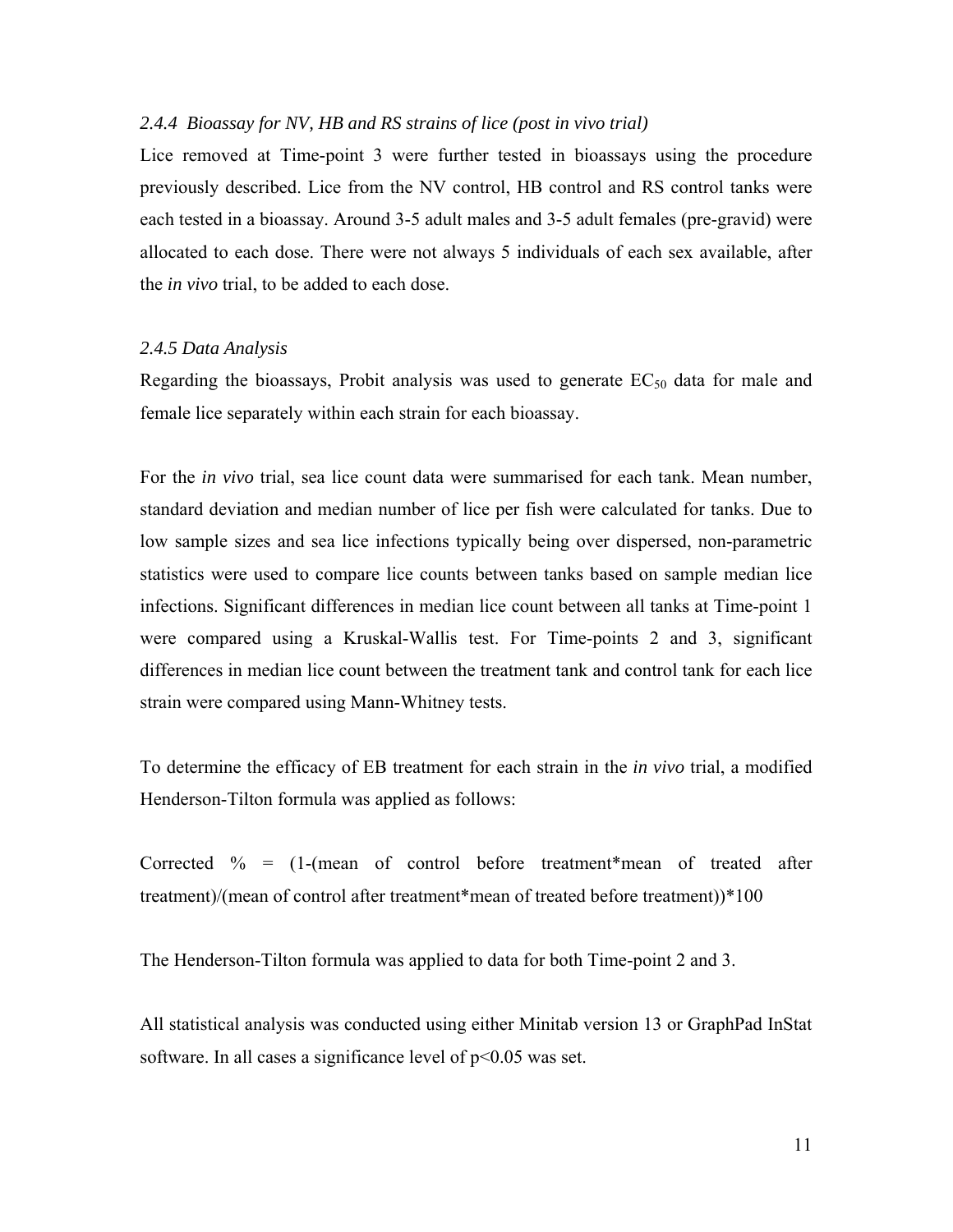### *2.4.4 Bioassay for NV, HB and RS strains of lice (post in vivo trial)*

Lice removed at Time-point 3 were further tested in bioassays using the procedure previously described. Lice from the NV control, HB control and RS control tanks were each tested in a bioassay. Around 3-5 adult males and 3-5 adult females (pre-gravid) were allocated to each dose. There were not always 5 individuals of each sex available, after the *in vivo* trial, to be added to each dose.

### *2.4.5 Data Analysis*

Regarding the bioassays, Probit analysis was used to generate $EC_{50}$ data for male and female lice separately within each strain for each bioassay.

For the *in vivo* trial, sea lice count data were summarised for each tank. Mean number, standard deviation and median number of lice per fish were calculated for tanks. Due to low sample sizes and sea lice infections typically being over dispersed, non-parametric statistics were used to compare lice counts between tanks based on sample median lice infections. Significant differences in median lice count between all tanks at Time-point 1 were compared using a Kruskal-Wallis test. For Time-points 2 and 3, significant differences in median lice count between the treatment tank and control tank for each lice strain were compared using Mann-Whitney tests.

To determine the efficacy of EB treatment for each strain in the *in vivo* trial, a modified Henderson-Tilton formula was applied as follows:

Corrected % = (1-(mean of control before treatment*mean of treated after treatment)/(mean of control after treatment*mean of treated before treatment))*100

The Henderson-Tilton formula was applied to data for both Time-point 2 and 3.

All statistical analysis was conducted using either Minitab version 13 or GraphPad InStat software. In all cases a significance level of $p<0.05$ was set.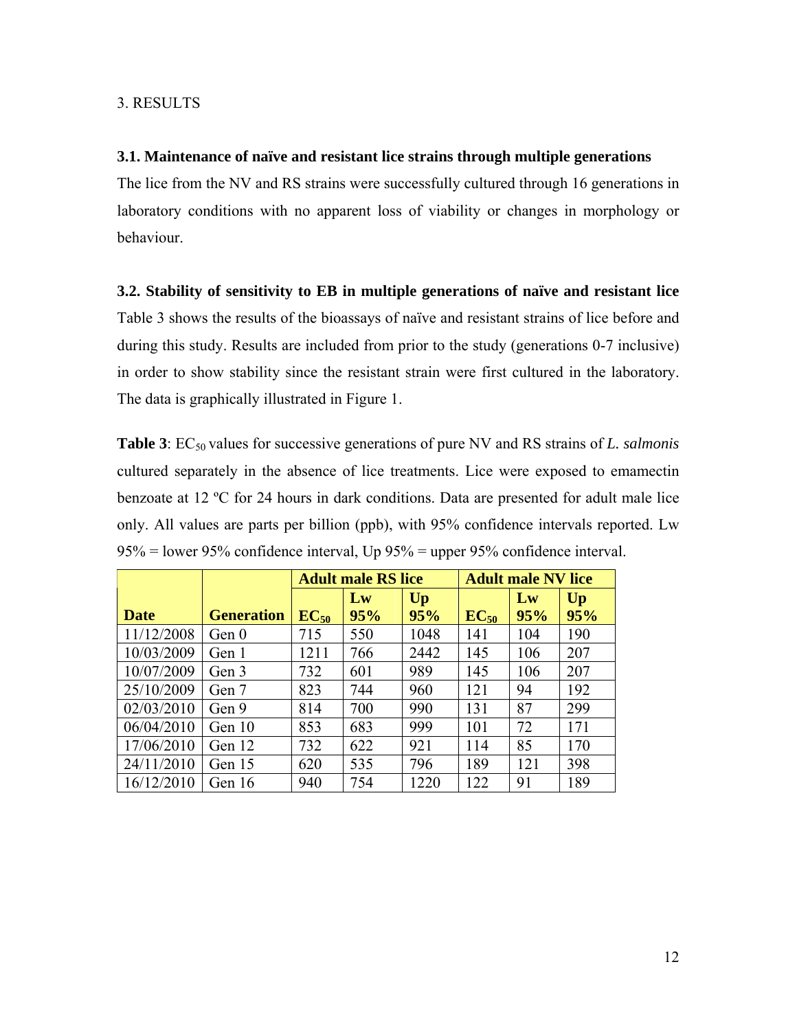3. RESULTS

### 3.1. Maintenance of naïve and resistant lice strains through multiple generations

The lice from the NV and RS strains were successfully cultured through 16 generations in laboratory conditions with no apparent loss of viability or changes in morphology or behaviour.

### 3.2. Stability of sensitivity to EB in multiple generations of naïve and resistant lice

Table 3 shows the results of the bioassays of naïve and resistant strains of lice before and during this study. Results are included from prior to the study (generations 0-7 inclusive) in order to show stability since the resistant strain were first cultured in the laboratory. The data is graphically illustrated in Figure 1.

**Table 3**: $EC_{50}$ values for successive generations of pure NV and RS strains of *L. salmonis* cultured separately in the absence of lice treatments. Lice were exposed to emamectin benzoate at 12 ºC for 24 hours in dark conditions. Data are presented for adult male lice only. All values are parts per billion (ppb), with 95% confidence intervals reported. Lw 95% = lower 95% confidence interval, Up 95% = upper 95% confidence interval.

| | | Adult male RS lice | | | Adult male NV lice | | |
|---|---|---|---|---|---|---|---|
| **Date** | **Generation** | **$EC_{50}$** | **Lw 95%** | **Up 95%** | **$EC_{50}$** | **Lw 95%** | **Up 95%** |
| 11/12/2008 | Gen 0 | 715 | 550 | 1048 | 141 | 104 | 190 |
| 10/03/2009 | Gen 1 | 1211 | 766 | 2442 | 145 | 106 | 207 |
| 10/07/2009 | Gen 3 | 732 | 601 | 989 | 145 | 106 | 207 |
| 25/10/2009 | Gen 7 | 823 | 744 | 960 | 121 | 94 | 192 |
| 02/03/2010 | Gen 9 | 814 | 700 | 990 | 131 | 87 | 299 |
| 06/04/2010 | Gen 10 | 853 | 683 | 999 | 101 | 72 | 171 |
| 17/06/2010 | Gen 12 | 732 | 622 | 921 | 114 | 85 | 170 |
| 24/11/2010 | Gen 15 | 620 | 535 | 796 | 189 | 121 | 398 |
| 16/12/2010 | Gen 16 | 940 | 754 | 1220 | 122 | 91 | 189 |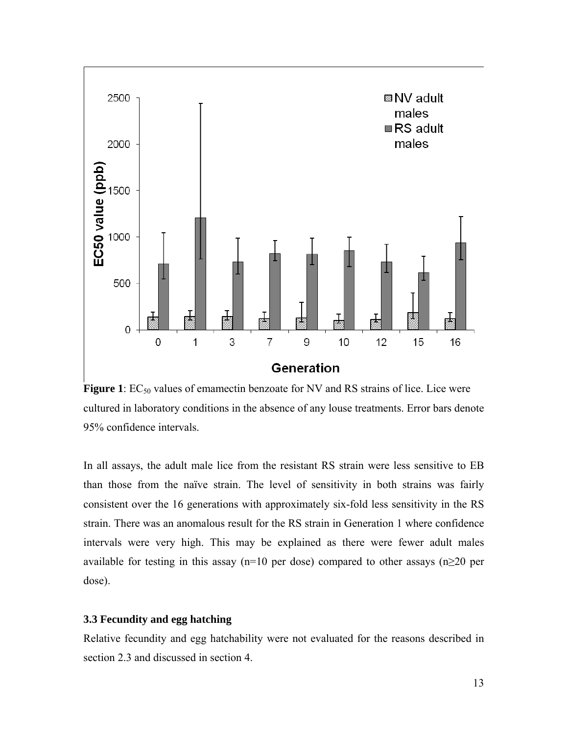**Figure 1**: $EC_{50}$ values of emamectin benzoate for NV and RS strains of lice. Lice were cultured in laboratory conditions in the absence of any louse treatments. Error bars denote 95% confidence intervals.

In all assays, the adult male lice from the resistant RS strain were less sensitive to EB than those from the naïve strain. The level of sensitivity in both strains was fairly consistent over the 16 generations with approximately six-fold less sensitivity in the RS strain. There was an anomalous result for the RS strain in Generation 1 where confidence intervals were very high. This may be explained as there were fewer adult males available for testing in this assay (n=10 per dose) compared to other assays (n≥20 per dose).

### 3.3 Fecundity and egg hatching

Relative fecundity and egg hatchability were not evaluated for the reasons described in section 2.3 and discussed in section 4.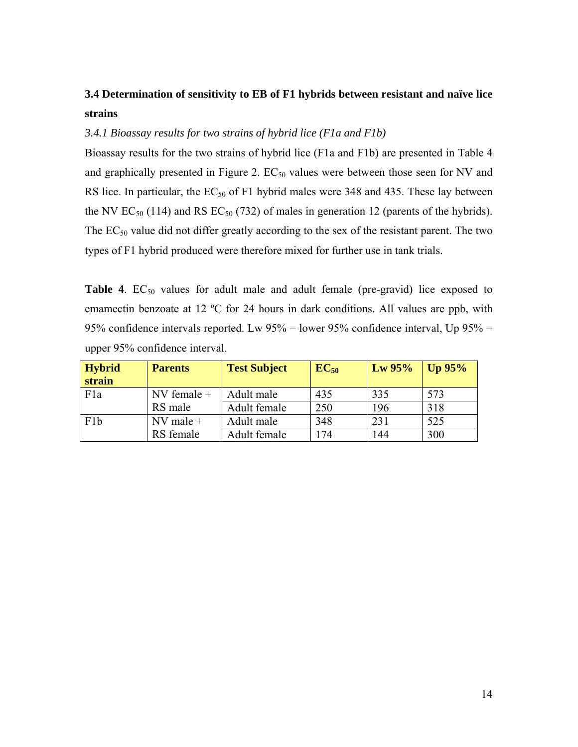### 3.4 Determination of sensitivity to EB of F1 hybrids between resistant and naïve lice strains

*3.4.1 Bioassay results for two strains of hybrid lice (F1a and F1b)*

Bioassay results for the two strains of hybrid lice (F1a and F1b) are presented in Table 4 and graphically presented in Figure 2. $EC_{50}$ values were between those seen for NV and RS lice. In particular, the $EC_{50}$ of F1 hybrid males were 348 and 435. These lay between the NV $EC_{50}$ (114) and RS $EC_{50}$ (732) of males in generation 12 (parents of the hybrids). The $EC_{50}$ value did not differ greatly according to the sex of the resistant parent. The two types of F1 hybrid produced were therefore mixed for further use in tank trials.

**Table 4**. $EC_{50}$ values for adult male and adult female (pre-gravid) lice exposed to emamectin benzoate at 12 ºC for 24 hours in dark conditions. All values are ppb, with 95% confidence intervals reported. Lw 95% = lower 95% confidence interval, Up 95% = upper 95% confidence interval.

| Hybrid strain | Parents | Test Subject | $EC_{50}$ | Lw 95% | Up 95% |
|---|---|---|---|---|---|
| F1a | NV female + RS male | Adult male | 435 | 335 | 573 |
| | | Adult female | 250 | 196 | 318 |
| F1b | NV male + RS female | Adult male | 348 | 231 | 525 |
| | | Adult female | 174 | 144 | 300 |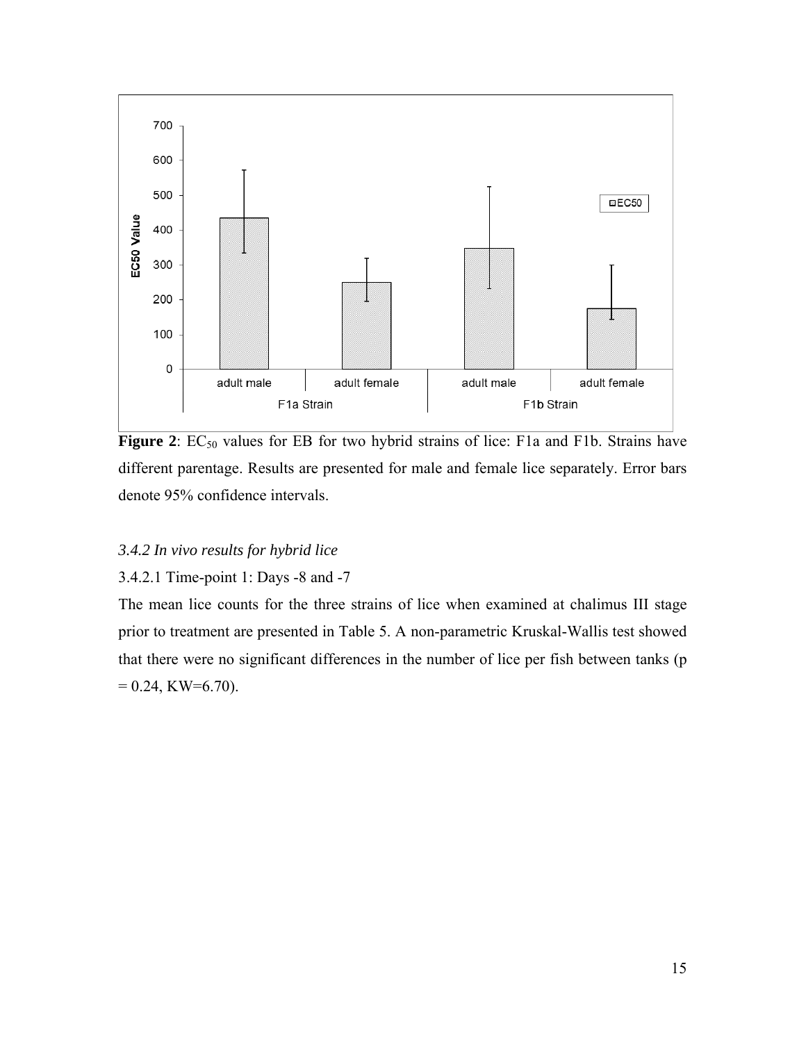**Figure 2**: $EC_{50}$ values for EB for two hybrid strains of lice: F1a and F1b. Strains have different parentage. Results are presented for male and female lice separately. Error bars denote 95% confidence intervals.

### *3.4.2 In vivo results for hybrid lice*

3.4.2.1 Time-point 1: Days -8 and -7

The mean lice counts for the three strains of lice when examined at chalimus III stage prior to treatment are presented in Table 5. A non-parametric Kruskal-Wallis test showed that there were no significant differences in the number of lice per fish between tanks ($p = 0.24$, $KW=6.70$).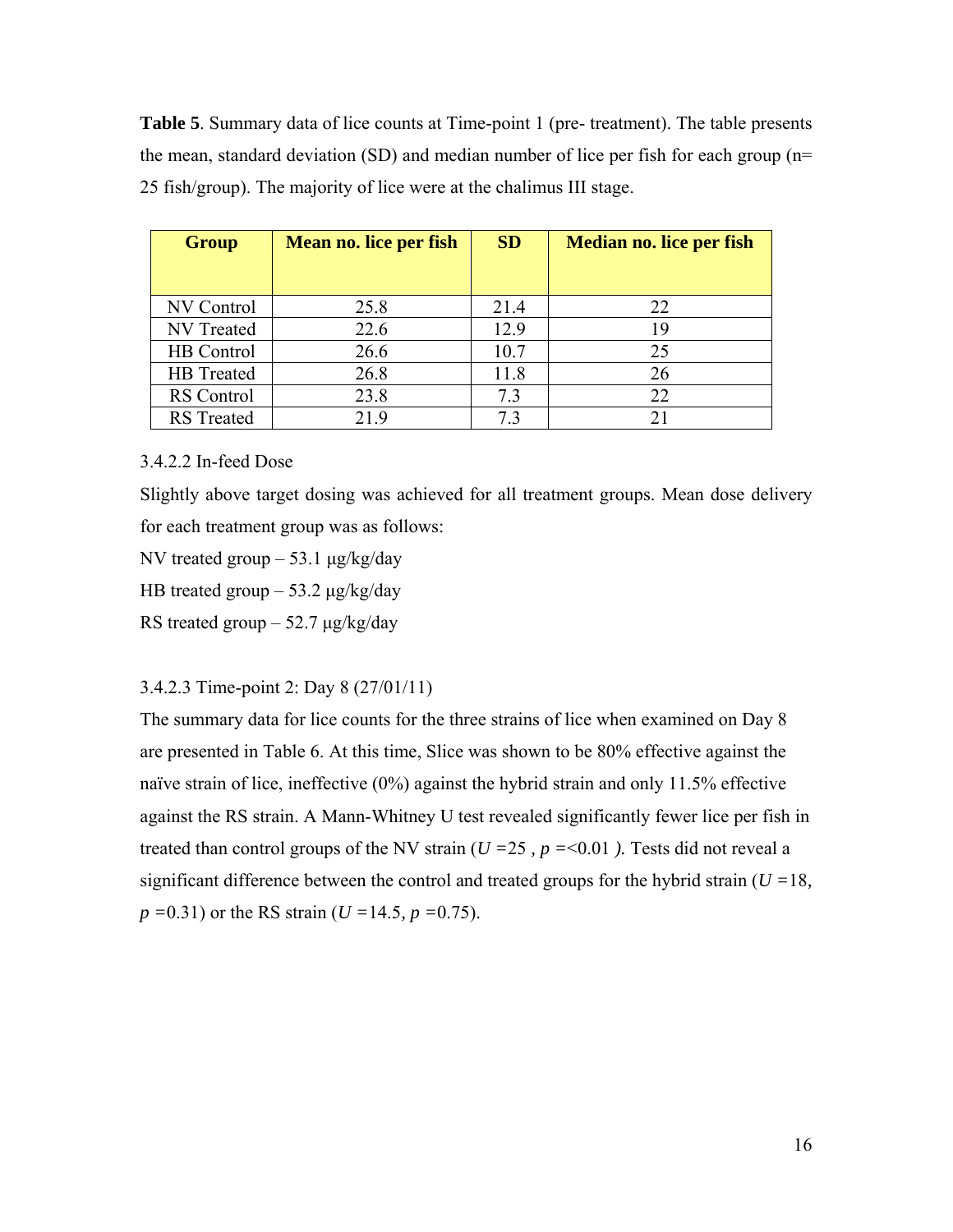**Table 5**. Summary data of lice counts at Time-point 1 (pre- treatment). The table presents the mean, standard deviation (SD) and median number of lice per fish for each group (n= 25 fish/group). The majority of lice were at the chalimus III stage.

| Group | Mean no. lice per fish | SD | Median no. lice per fish |
|---|---|---|---|
| NV Control | 25.8 | 21.4 | 22 |
| NV Treated | 22.6 | 12.9 | 19 |
| HB Control | 26.6 | 10.7 | 25 |
| HB Treated | 26.8 | 11.8 | 26 |
| RS Control | 23.8 | 7.3 | 22 |
| RS Treated | 21.9 | 7.3 | 21 |

3.4.2.2 In-feed Dose

Slightly above target dosing was achieved for all treatment groups. Mean dose delivery for each treatment group was as follows:

NV treated group – 53.1 μg/kg/day

HB treated group – 53.2 μg/kg/day

RS treated group – 52.7 μg/kg/day

3.4.2.3 Time-point 2: Day 8 (27/01/11)

The summary data for lice counts for the three strains of lice when examined on Day 8 are presented in Table 6. At this time, Slice was shown to be 80% effective against the naïve strain of lice, ineffective (0%) against the hybrid strain and only 11.5% effective against the RS strain. A Mann-Whitney U test revealed significantly fewer lice per fish in treated than control groups of the NV strain ($U$ =25 , $p$ =<0.01 *)*. Tests did not reveal a significant difference between the control and treated groups for the hybrid strain ($U$ =18, $p$ =0.31) or the RS strain ($U$ =14.5, $p$ =0.75).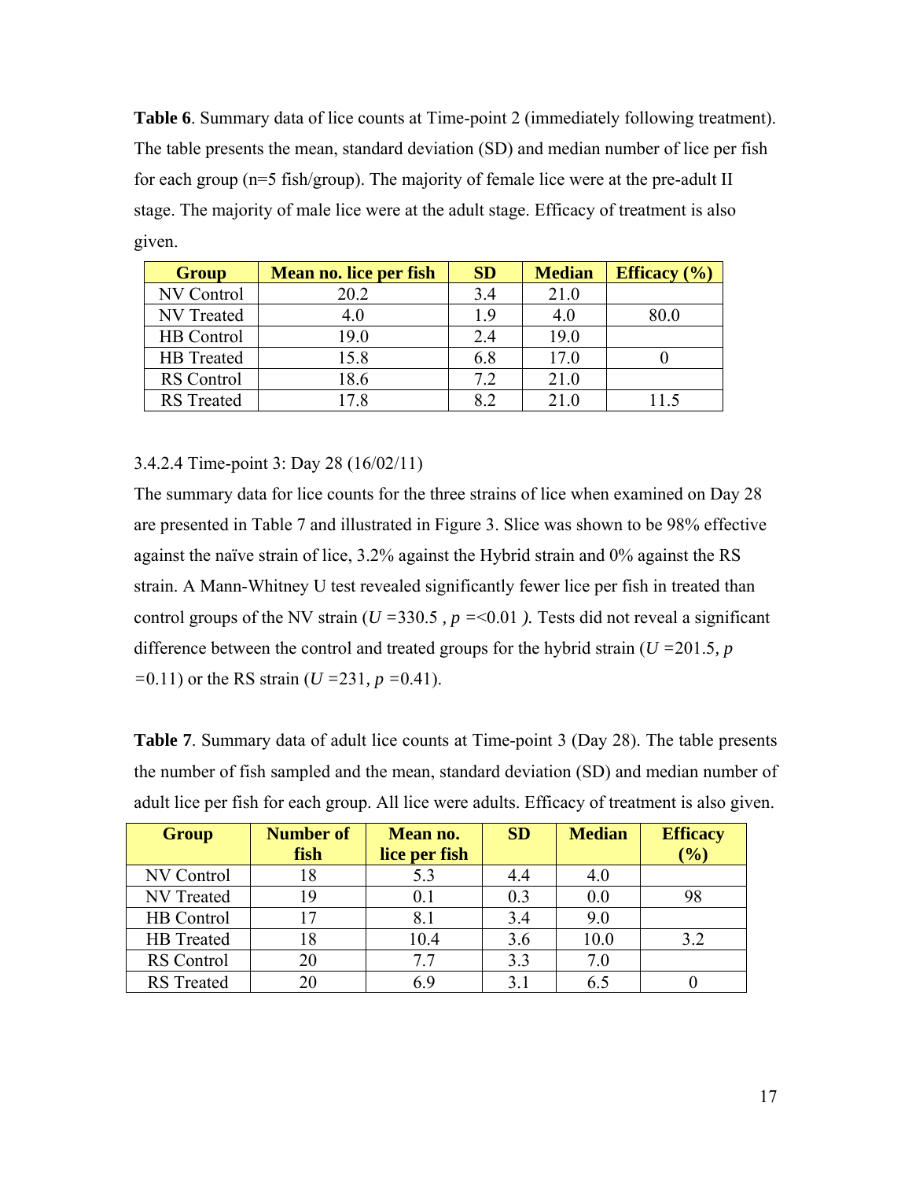**Table 6**. Summary data of lice counts at Time-point 2 (immediately following treatment). The table presents the mean, standard deviation (SD) and median number of lice per fish for each group (n=5 fish/group). The majority of female lice were at the pre-adult II stage. The majority of male lice were at the adult stage. Efficacy of treatment is also given.

| Group | Mean no. lice per fish | SD | Median | Efficacy (%) |
|---|---|---|---|---|
| NV Control | 20.2 | 3.4 | 21.0 | |
| NV Treated | 4.0 | 1.9 | 4.0 | 80.0 |
| HB Control | 19.0 | 2.4 | 19.0 | |
| HB Treated | 15.8 | 6.8 | 17.0 | 0 |
| RS Control | 18.6 | 7.2 | 21.0 | |
| RS Treated | 17.8 | 8.2 | 21.0 | 11.5 |

3.4.2.4 Time-point 3: Day 28 (16/02/11)

The summary data for lice counts for the three strains of lice when examined on Day 28 are presented in Table 7 and illustrated in Figure 3. Slice was shown to be 98% effective against the naïve strain of lice, 3.2% against the Hybrid strain and 0% against the RS strain. A Mann-Whitney U test revealed significantly fewer lice per fish in treated than control groups of the NV strain ($U$ =330.5 , $p$ =<0.01 ). Tests did not reveal a significant difference between the control and treated groups for the hybrid strain ($U$ =201.5, $p$ =0.11) or the RS strain ($U$ =231, $p$ =0.41).

**Table 7**. Summary data of adult lice counts at Time-point 3 (Day 28). The table presents the number of fish sampled and the mean, standard deviation (SD) and median number of adult lice per fish for each group. All lice were adults. Efficacy of treatment is also given.

| Group | Number of fish | Mean no. lice per fish | SD | Median | Efficacy (%) |
|---|---|---|---|---|---|
| NV Control | 18 | 5.3 | 4.4 | 4.0 | |
| NV Treated | 19 | 0.1 | 0.3 | 0.0 | 98 |
| HB Control | 17 | 8.1 | 3.4 | 9.0 | |
| HB Treated | 18 | 10.4 | 3.6 | 10.0 | 3.2 |
| RS Control | 20 | 7.7 | 3.3 | 7.0 | |
| RS Treated | 20 | 6.9 | 3.1 | 6.5 | 0 |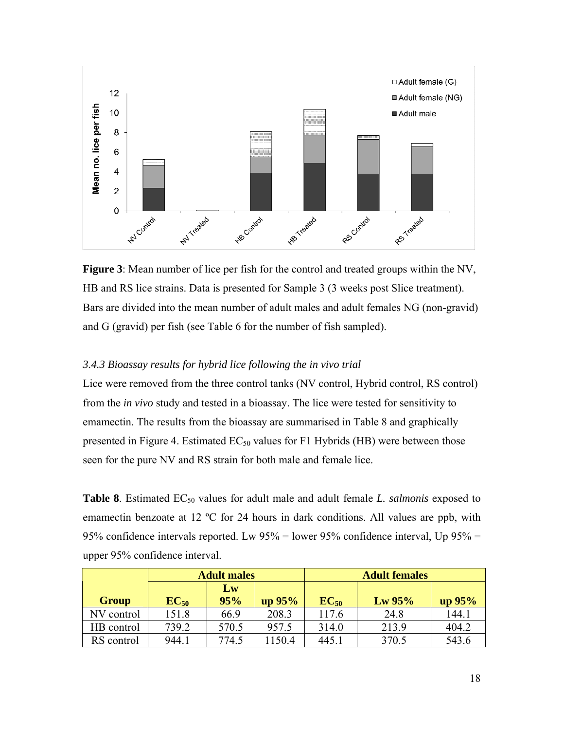**Figure 3**: Mean number of lice per fish for the control and treated groups within the NV, HB and RS lice strains. Data is presented for Sample 3 (3 weeks post Slice treatment). Bars are divided into the mean number of adult males and adult females NG (non-gravid) and G (gravid) per fish (see Table 6 for the number of fish sampled).

### *3.4.3 Bioassay results for hybrid lice following the in vivo trial*

Lice were removed from the three control tanks (NV control, Hybrid control, RS control) from the *in vivo* study and tested in a bioassay. The lice were tested for sensitivity to emamectin. The results from the bioassay are summarised in Table 8 and graphically presented in Figure 4. Estimated $EC_{50}$ values for F1 Hybrids (HB) were between those seen for the pure NV and RS strain for both male and female lice.

**Table 8**. Estimated $EC_{50}$ values for adult male and adult female *L. salmonis* exposed to emamectin benzoate at 12 ºC for 24 hours in dark conditions. All values are ppb, with 95% confidence intervals reported. Lw 95% = lower 95% confidence interval, Up 95% = upper 95% confidence interval.

| | Adult males | | | Adult females | | |
|---|---|---|---|---|---|---|
| **Group** | **$EC_{50}$** | **Lw 95%** | **up 95%** | **$EC_{50}$** | **Lw 95%** | **up 95%** |
| NV control | 151.8 | 66.9 | 208.3 | 117.6 | 24.8 | 144.1 |
| HB control | 739.2 | 570.5 | 957.5 | 314.0 | 213.9 | 404.2 |
| RS control | 944.1 | 774.5 | 1150.4 | 445.1 | 370.5 | 543.6 |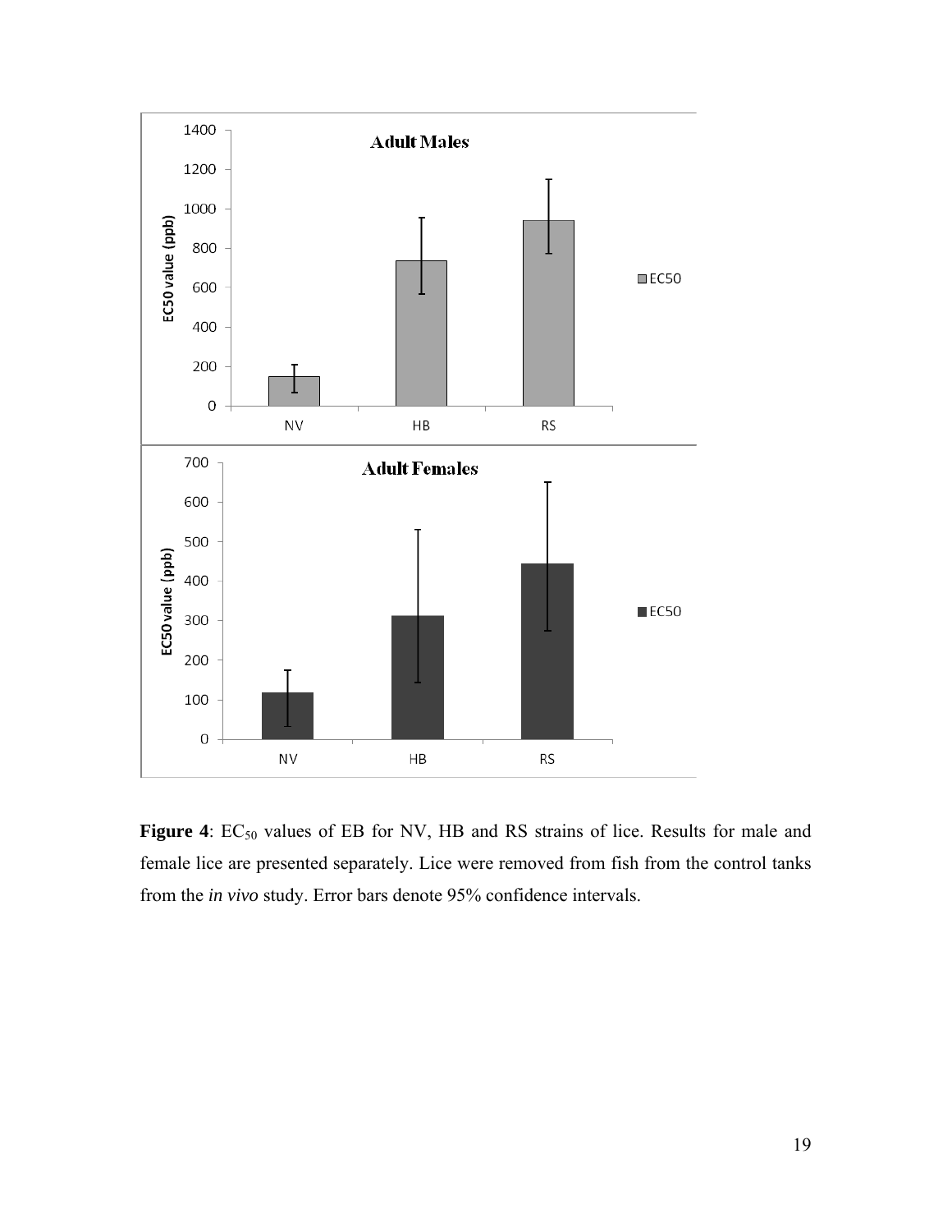**Figure 4**: $EC_{50}$ values of EB for NV, HB and RS strains of lice. Results for male and female lice are presented separately. Lice were removed from fish from the control tanks from the *in vivo* study. Error bars denote 95% confidence intervals.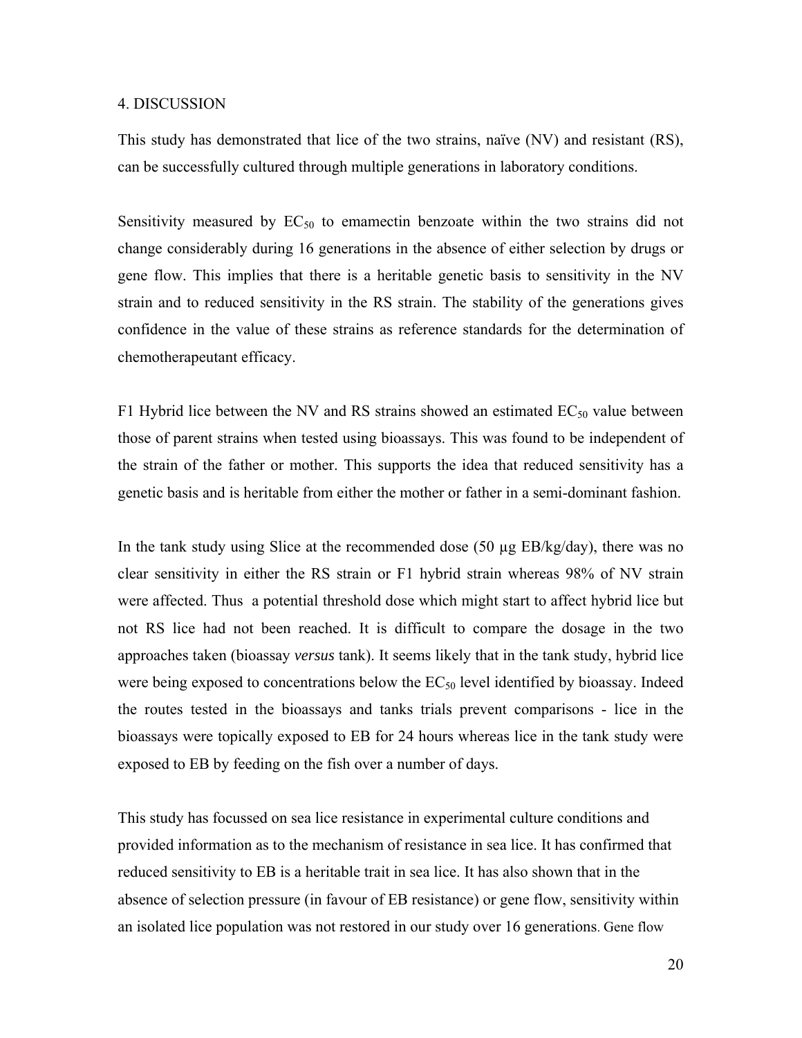## 4. DISCUSSION

This study has demonstrated that lice of the two strains, naïve (NV) and resistant (RS), can be successfully cultured through multiple generations in laboratory conditions.

Sensitivity measured by $EC_{50}$ to emamectin benzoate within the two strains did not change considerably during 16 generations in the absence of either selection by drugs or gene flow. This implies that there is a heritable genetic basis to sensitivity in the NV strain and to reduced sensitivity in the RS strain. The stability of the generations gives confidence in the value of these strains as reference standards for the determination of chemotherapeutant efficacy.

F1 Hybrid lice between the NV and RS strains showed an estimated $EC_{50}$ value between those of parent strains when tested using bioassays. This was found to be independent of the strain of the father or mother. This supports the idea that reduced sensitivity has a genetic basis and is heritable from either the mother or father in a semi-dominant fashion.

In the tank study using Slice at the recommended dose (50 µg EB/kg/day), there was no clear sensitivity in either the RS strain or F1 hybrid strain whereas 98% of NV strain were affected. Thus a potential threshold dose which might start to affect hybrid lice but not RS lice had not been reached. It is difficult to compare the dosage in the two approaches taken (bioassay *versus* tank). It seems likely that in the tank study, hybrid lice were being exposed to concentrations below the $EC_{50}$ level identified by bioassay. Indeed the routes tested in the bioassays and tanks trials prevent comparisons - lice in the bioassays were topically exposed to EB for 24 hours whereas lice in the tank study were exposed to EB by feeding on the fish over a number of days.

This study has focussed on sea lice resistance in experimental culture conditions and provided information as to the mechanism of resistance in sea lice. It has confirmed that reduced sensitivity to EB is a heritable trait in sea lice. It has also shown that in the absence of selection pressure (in favour of EB resistance) or gene flow, sensitivity within an isolated lice population was not restored in our study over 16 generations. Gene flow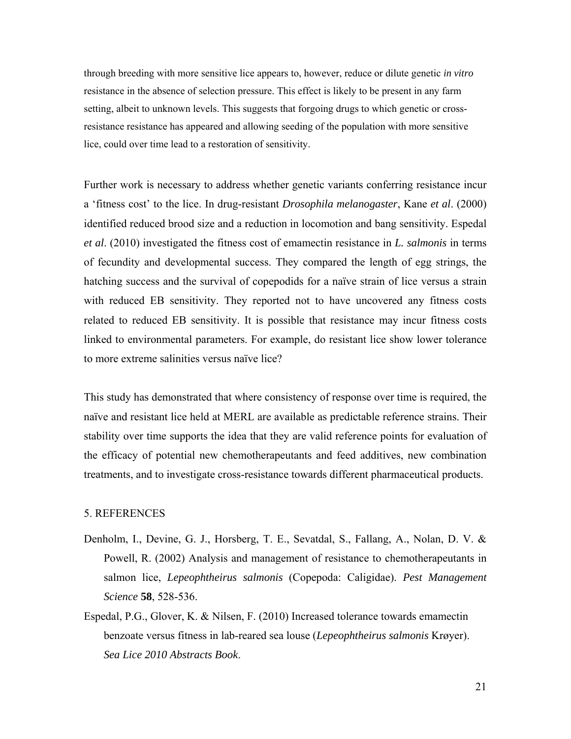through breeding with more sensitive lice appears to, however, reduce or dilute genetic *in vitro* resistance in the absence of selection pressure. This effect is likely to be present in any farm setting, albeit to unknown levels. This suggests that forgoing drugs to which genetic or cross-resistance resistance has appeared and allowing seeding of the population with more sensitive lice, could over time lead to a restoration of sensitivity.

Further work is necessary to address whether genetic variants conferring resistance incur a 'fitness cost' to the lice. In drug-resistant *Drosophila melanogaster*, Kane *et al*. (2000) identified reduced brood size and a reduction in locomotion and bang sensitivity. Espedal *et al*. (2010) investigated the fitness cost of emamectin resistance in *L. salmonis* in terms of fecundity and developmental success. They compared the length of egg strings, the hatching success and the survival of copepodids for a naïve strain of lice versus a strain with reduced EB sensitivity. They reported not to have uncovered any fitness costs related to reduced EB sensitivity. It is possible that resistance may incur fitness costs linked to environmental parameters. For example, do resistant lice show lower tolerance to more extreme salinities versus naïve lice?

This study has demonstrated that where consistency of response over time is required, the naïve and resistant lice held at MERL are available as predictable reference strains. Their stability over time supports the idea that they are valid reference points for evaluation of the efficacy of potential new chemotherapeutants and feed additives, new combination treatments, and to investigate cross-resistance towards different pharmaceutical products.

## 5. REFERENCES

Denholm, I., Devine, G. J., Horsberg, T. E., Sevatdal, S., Fallang, A., Nolan, D. V. & Powell, R. (2002) Analysis and management of resistance to chemotherapeutants in salmon lice, *Lepeophtheirus salmonis* (Copepoda: Caligidae). *Pest Management Science* **58**, 528-536.

Espedal, P.G., Glover, K. & Nilsen, F. (2010) Increased tolerance towards emamectin benzoate versus fitness in lab-reared sea louse (*Lepeophtheirus salmonis* Krøyer). *Sea Lice 2010 Abstracts Book*.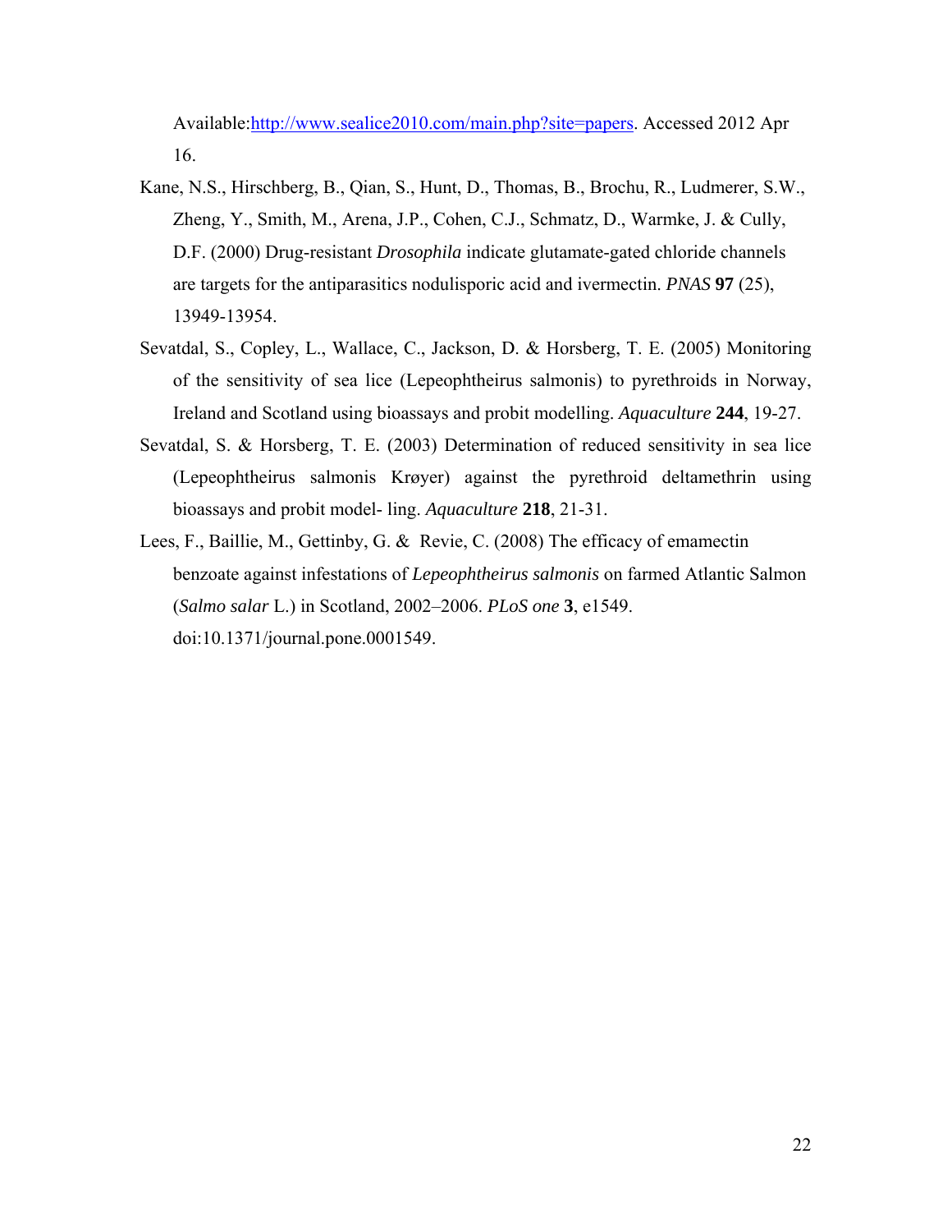Available:http://www.sealice2010.com/main.php?site=papers. Accessed 2012 Apr 16.

Kane, N.S., Hirschberg, B., Qian, S., Hunt, D., Thomas, B., Brochu, R., Ludmerer, S.W., Zheng, Y., Smith, M., Arena, J.P., Cohen, C.J., Schmatz, D., Warmke, J. & Cully, D.F. (2000) Drug-resistant *Drosophila* indicate glutamate-gated chloride channels are targets for the antiparasitics nodulisporic acid and ivermectin. *PNAS* **97** (25), 13949-13954.

Sevatdal, S., Copley, L., Wallace, C., Jackson, D. & Horsberg, T. E. (2005) Monitoring of the sensitivity of sea lice (Lepeophtheirus salmonis) to pyrethroids in Norway, Ireland and Scotland using bioassays and probit modelling. *Aquaculture* **244**, 19-27.

Sevatdal, S. & Horsberg, T. E. (2003) Determination of reduced sensitivity in sea lice (Lepeophtheirus salmonis Krøyer) against the pyrethroid deltamethrin using bioassays and probit model- ling. *Aquaculture* **218**, 21-31.

Lees, F., Baillie, M., Gettinby, G. & Revie, C. (2008) The efficacy of emamectin benzoate against infestations of *Lepeophtheirus salmonis* on farmed Atlantic Salmon (*Salmo salar* L.) in Scotland, 2002–2006. *PLoS one* **3**, e1549. doi:10.1371/journal.pone.0001549.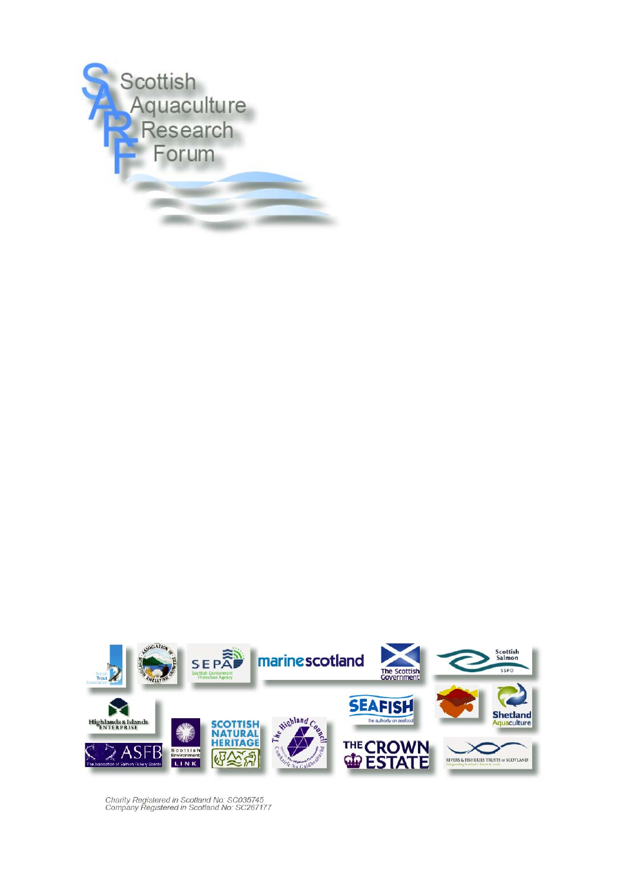Scottish
Aquaculture
Research
Forum

Charity Registered in Scotland No: SC035745
Company Registered in Scotland No: SC267177